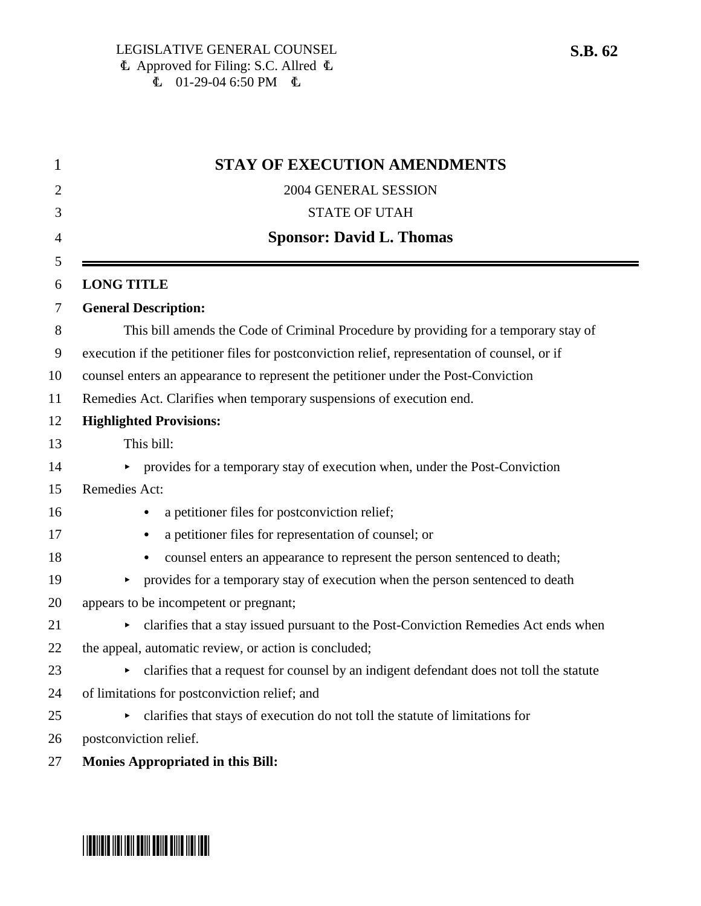LEGISLATIVE GENERAL COUNSEL
Approved for Filing: S.C. Allred
01-29-04 6:50 PM

**S.B. 62**

# STAY OF EXECUTION AMENDMENTS

2004 GENERAL SESSION

STATE OF UTAH

**Sponsor: David L. Thomas**

**LONG TITLE**

**General Description:**

This bill amends the Code of Criminal Procedure by providing for a temporary stay of execution if the petitioner files for postconviction relief, representation of counsel, or if counsel enters an appearance to represent the petitioner under the Post-Conviction Remedies Act. Clarifies when temporary suspensions of execution end.

**Highlighted Provisions:**

This bill:

- provides for a temporary stay of execution when, under the Post-Conviction Remedies Act:
  - a petitioner files for postconviction relief;
  - a petitioner files for representation of counsel; or
  - counsel enters an appearance to represent the person sentenced to death;
- provides for a temporary stay of execution when the person sentenced to death appears to be incompetent or pregnant;
- clarifies that a stay issued pursuant to the Post-Conviction Remedies Act ends when the appeal, automatic review, or action is concluded;
- clarifies that a request for counsel by an indigent defendant does not toll the statute of limitations for postconviction relief; and
- clarifies that stays of execution do not toll the statute of limitations for postconviction relief.

**Monies Appropriated in this Bill:**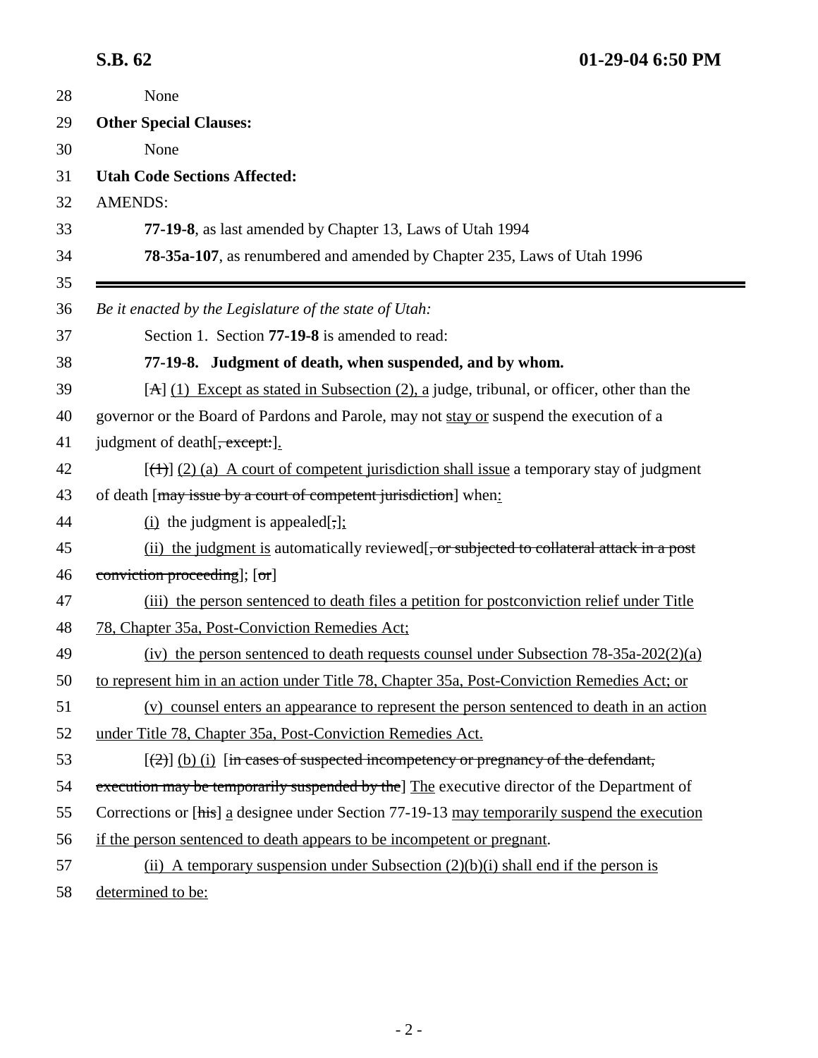28 None

29 **Other Special Clauses:**

30 None

31 **Utah Code Sections Affected:**

32 AMENDS:

33 **77-19-8**, as last amended by Chapter 13, Laws of Utah 1994

34 **78-35a-107**, as renumbered and amended by Chapter 235, Laws of Utah 1996

35

---

36 *Be it enacted by the Legislature of the state of Utah:*

37 Section 1. Section **77-19-8** is amended to read:

38 **77-19-8. Judgment of death, when suspended, and by whom.**

39 [~~A~~] (1) Except as stated in Subsection (2), a judge, tribunal, or officer, other than the

40 governor or the Board of Pardons and Parole, may not stay or suspend the execution of a

41 judgment of death[~~, except:~~].

42 [~~(1)~~] (2) (a) A court of competent jurisdiction shall issue a temporary stay of judgment

43 of death [~~may issue by a court of competent jurisdiction~~] when:

44 (i) the judgment is appealed[~~;~~];

45 (ii) the judgment is automatically reviewed[~~, or subjected to collateral attack in a post~~

46 ~~conviction proceeding~~]; [~~or~~]

47 (iii) the person sentenced to death files a petition for postconviction relief under Title

48 78, Chapter 35a, Post-Conviction Remedies Act;

49 (iv) the person sentenced to death requests counsel under Subsection 78-35a-202(2)(a)

50 to represent him in an action under Title 78, Chapter 35a, Post-Conviction Remedies Act; or

51 (v) counsel enters an appearance to represent the person sentenced to death in an action

52 under Title 78, Chapter 35a, Post-Conviction Remedies Act.

53 [~~(2)~~] (b) (i) [~~in cases of suspected incompetency or pregnancy of the defendant,~~

54 ~~execution may be temporarily suspended by the~~] The executive director of the Department of

55 Corrections or [~~his~~] a designee under Section 77-19-13 may temporarily suspend the execution

56 if the person sentenced to death appears to be incompetent or pregnant.

57 (ii) A temporary suspension under Subsection (2)(b)(i) shall end if the person is

58 determined to be: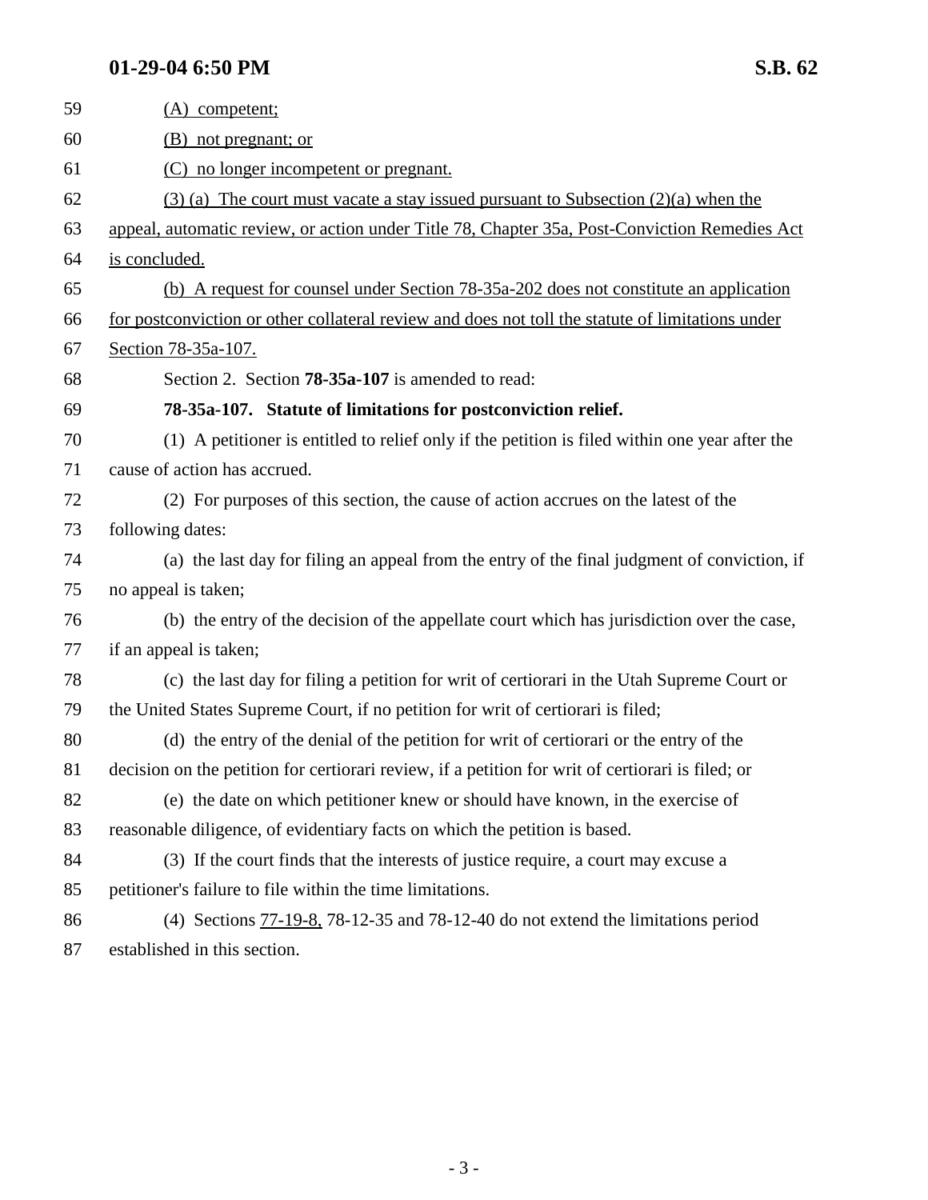(A) competent;

(B) not pregnant; or

(C) no longer incompetent or pregnant.

(3) (a) The court must vacate a stay issued pursuant to Subsection (2)(a) when the appeal, automatic review, or action under Title 78, Chapter 35a, Post-Conviction Remedies Act is concluded.

(b) A request for counsel under Section 78-35a-202 does not constitute an application for postconviction or other collateral review and does not toll the statute of limitations under Section 78-35a-107.

Section 2. Section **78-35a-107** is amended to read:

**78-35a-107. Statute of limitations for postconviction relief.**

(1) A petitioner is entitled to relief only if the petition is filed within one year after the cause of action has accrued.

(2) For purposes of this section, the cause of action accrues on the latest of the following dates:

(a) the last day for filing an appeal from the entry of the final judgment of conviction, if no appeal is taken;

(b) the entry of the decision of the appellate court which has jurisdiction over the case, if an appeal is taken;

(c) the last day for filing a petition for writ of certiorari in the Utah Supreme Court or the United States Supreme Court, if no petition for writ of certiorari is filed;

(d) the entry of the denial of the petition for writ of certiorari or the entry of the decision on the petition for certiorari review, if a petition for writ of certiorari is filed; or

(e) the date on which petitioner knew or should have known, in the exercise of reasonable diligence, of evidentiary facts on which the petition is based.

(3) If the court finds that the interests of justice require, a court may excuse a petitioner's failure to file within the time limitations.

(4) Sections 77-19-8, 78-12-35 and 78-12-40 do not extend the limitations period established in this section.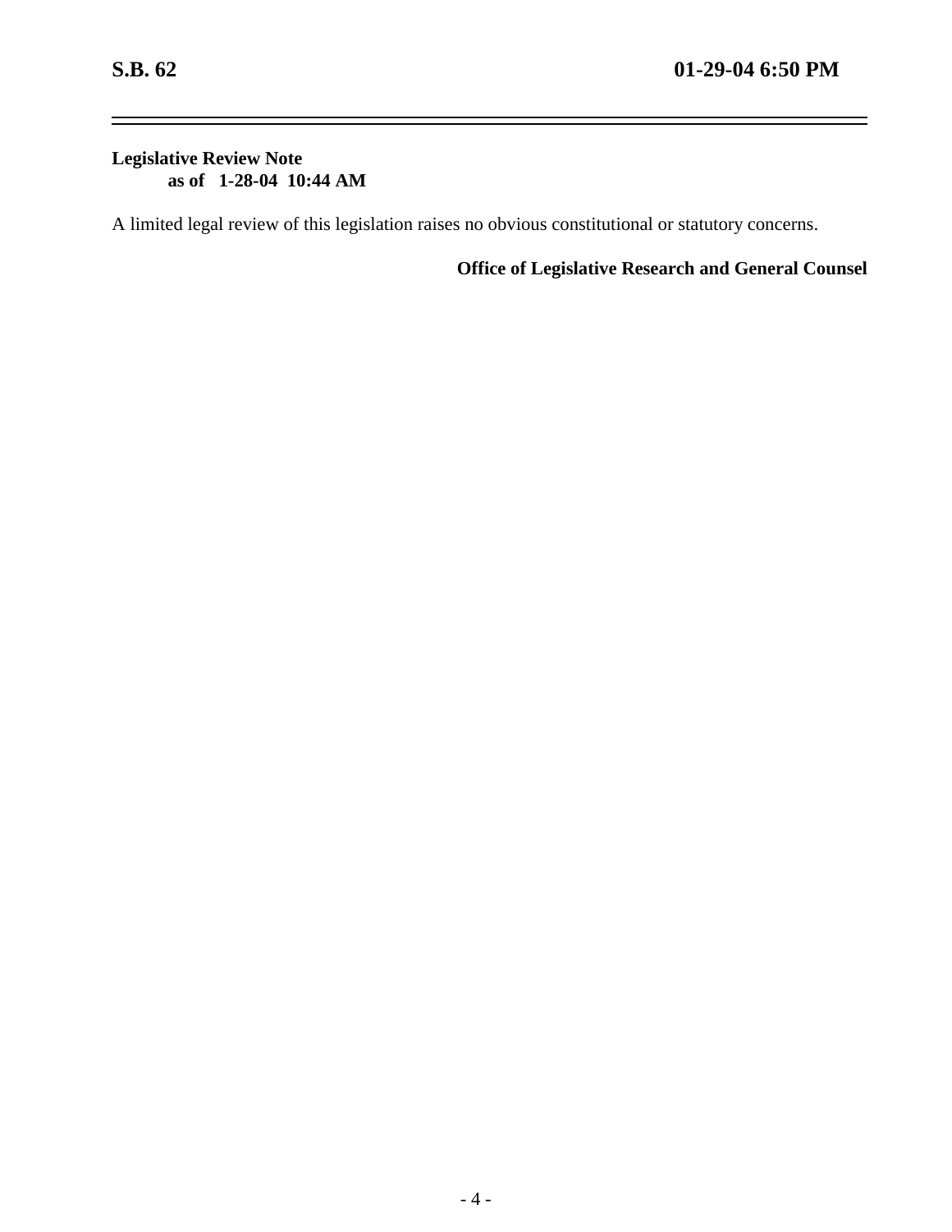**Legislative Review Note**
**as of 1-28-04 10:44 AM**

A limited legal review of this legislation raises no obvious constitutional or statutory concerns.

**Office of Legislative Research and General Counsel**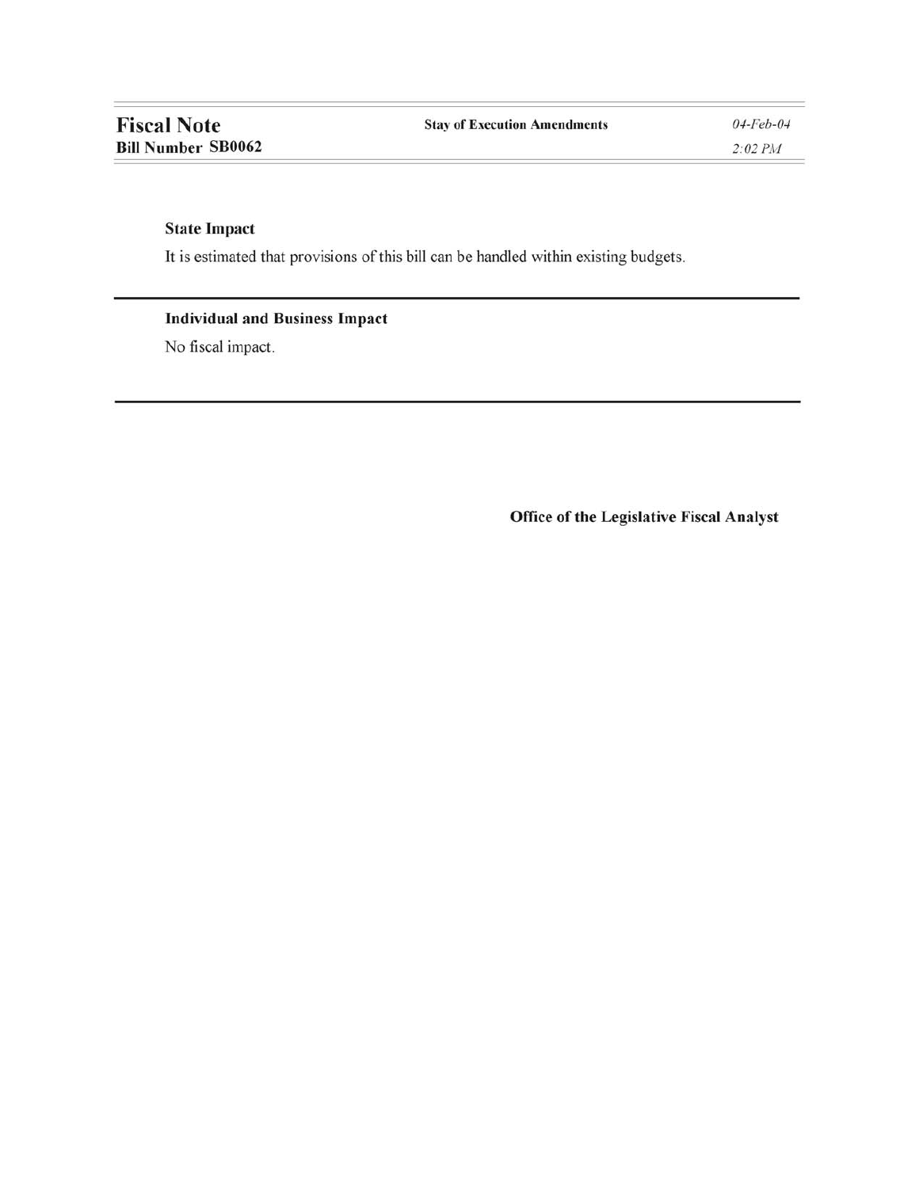# Fiscal Note

**Bill Number SB0062**

**Stay of Execution Amendments**

*04-Feb-04*

*2:02 PM*

### State Impact

It is estimated that provisions of this bill can be handled within existing budgets.

### Individual and Business Impact

No fiscal impact.

**Office of the Legislative Fiscal Analyst**